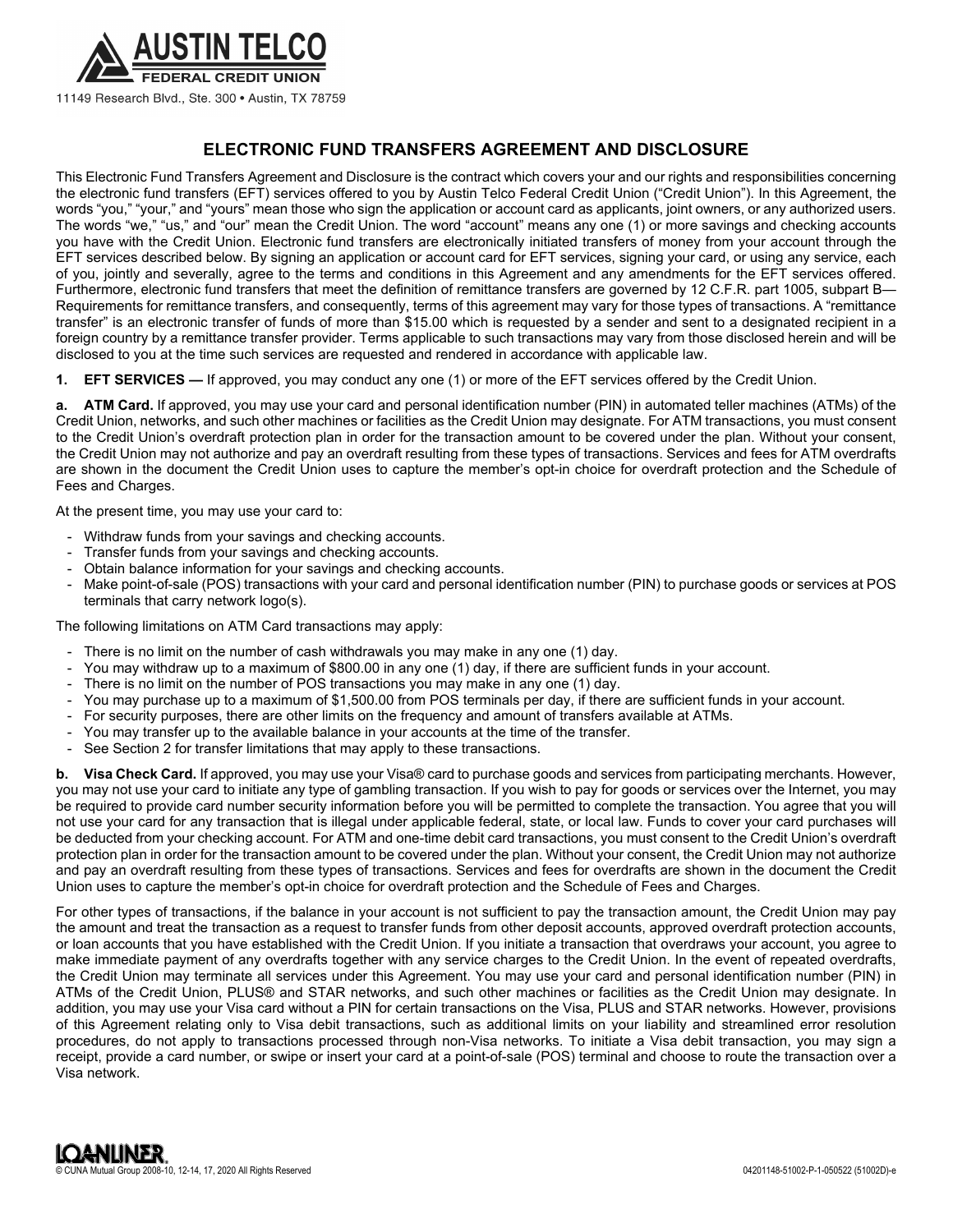AUSTIN TELCO
FEDERAL CREDIT UNION

11149 Research Blvd., Ste. 300 • Austin, TX 78759

# ELECTRONIC FUND TRANSFERS AGREEMENT AND DISCLOSURE

This Electronic Fund Transfers Agreement and Disclosure is the contract which covers your and our rights and responsibilities concerning the electronic fund transfers (EFT) services offered to you by Austin Telco Federal Credit Union ("Credit Union"). In this Agreement, the words "you," "your," and "yours" mean those who sign the application or account card as applicants, joint owners, or any authorized users. The words "we," "us," and "our" mean the Credit Union. The word "account" means any one (1) or more savings and checking accounts you have with the Credit Union. Electronic fund transfers are electronically initiated transfers of money from your account through the EFT services described below. By signing an application or account card for EFT services, signing your card, or using any service, each of you, jointly and severally, agree to the terms and conditions in this Agreement and any amendments for the EFT services offered. Furthermore, electronic fund transfers that meet the definition of remittance transfers are governed by 12 C.F.R. part 1005, subpart B—Requirements for remittance transfers, and consequently, terms of this agreement may vary for those types of transactions. A "remittance transfer" is an electronic transfer of funds of more than $15.00 which is requested by a sender and sent to a designated recipient in a foreign country by a remittance transfer provider. Terms applicable to such transactions may vary from those disclosed herein and will be disclosed to you at the time such services are requested and rendered in accordance with applicable law.

**1. EFT SERVICES —** If approved, you may conduct any one (1) or more of the EFT services offered by the Credit Union.

**a. ATM Card.** If approved, you may use your card and personal identification number (PIN) in automated teller machines (ATMs) of the Credit Union, networks, and such other machines or facilities as the Credit Union may designate. For ATM transactions, you must consent to the Credit Union's overdraft protection plan in order for the transaction amount to be covered under the plan. Without your consent, the Credit Union may not authorize and pay an overdraft resulting from these types of transactions. Services and fees for ATM overdrafts are shown in the document the Credit Union uses to capture the member's opt-in choice for overdraft protection and the Schedule of Fees and Charges.

At the present time, you may use your card to:

- Withdraw funds from your savings and checking accounts.
- Transfer funds from your savings and checking accounts.
- Obtain balance information for your savings and checking accounts.
- Make point-of-sale (POS) transactions with your card and personal identification number (PIN) to purchase goods or services at POS terminals that carry network logo(s).

The following limitations on ATM Card transactions may apply:

- There is no limit on the number of cash withdrawals you may make in any one (1) day.
- You may withdraw up to a maximum of $800.00 in any one (1) day, if there are sufficient funds in your account.
- There is no limit on the number of POS transactions you may make in any one (1) day.
- You may purchase up to a maximum of $1,500.00 from POS terminals per day, if there are sufficient funds in your account.
- For security purposes, there are other limits on the frequency and amount of transfers available at ATMs.
- You may transfer up to the available balance in your accounts at the time of the transfer.
- See Section 2 for transfer limitations that may apply to these transactions.

**b. Visa Check Card.** If approved, you may use your Visa® card to purchase goods and services from participating merchants. However, you may not use your card to initiate any type of gambling transaction. If you wish to pay for goods or services over the Internet, you may be required to provide card number security information before you will be permitted to complete the transaction. You agree that you will not use your card for any transaction that is illegal under applicable federal, state, or local law. Funds to cover your card purchases will be deducted from your checking account. For ATM and one-time debit card transactions, you must consent to the Credit Union's overdraft protection plan in order for the transaction amount to be covered under the plan. Without your consent, the Credit Union may not authorize and pay an overdraft resulting from these types of transactions. Services and fees for overdrafts are shown in the document the Credit Union uses to capture the member's opt-in choice for overdraft protection and the Schedule of Fees and Charges.

For other types of transactions, if the balance in your account is not sufficient to pay the transaction amount, the Credit Union may pay the amount and treat the transaction as a request to transfer funds from other deposit accounts, approved overdraft protection accounts, or loan accounts that you have established with the Credit Union. If you initiate a transaction that overdraws your account, you agree to make immediate payment of any overdrafts together with any service charges to the Credit Union. In the event of repeated overdrafts, the Credit Union may terminate all services under this Agreement. You may use your card and personal identification number (PIN) in ATMs of the Credit Union, PLUS® and STAR networks, and such other machines or facilities as the Credit Union may designate. In addition, you may use your Visa card without a PIN for certain transactions on the Visa, PLUS and STAR networks. However, provisions of this Agreement relating only to Visa debit transactions, such as additional limits on your liability and streamlined error resolution procedures, do not apply to transactions processed through non-Visa networks. To initiate a Visa debit transaction, you may sign a receipt, provide a card number, or swipe or insert your card at a point-of-sale (POS) terminal and choose to route the transaction over a Visa network.

LOANLINER®
© CUNA Mutual Group 2008-10, 12-14, 17, 2020 All Rights Reserved

04201148-51002-P-1-050522 (51002D)-e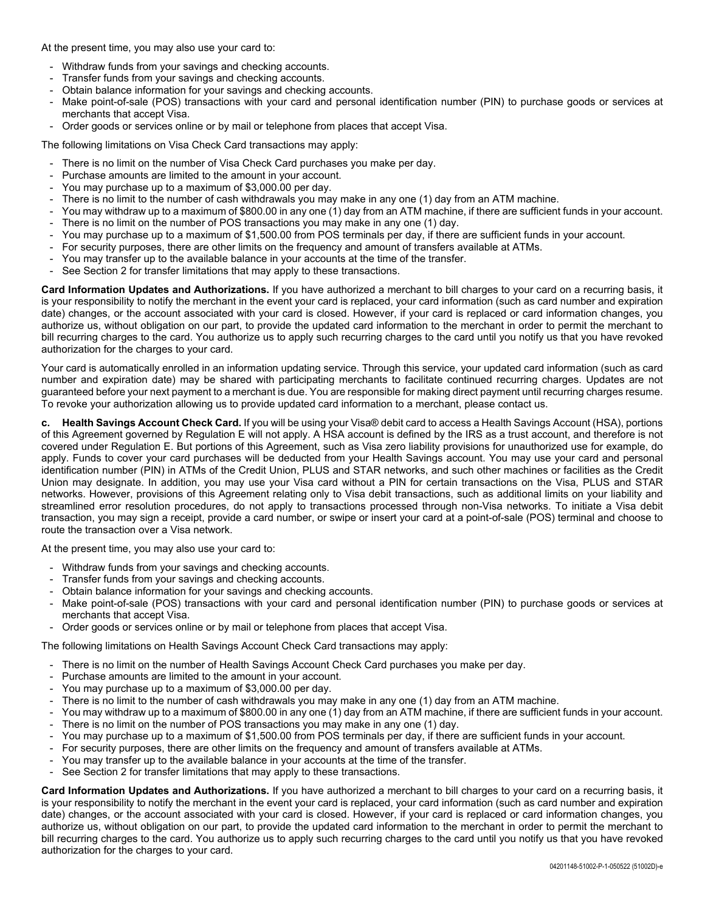At the present time, you may also use your card to:

- Withdraw funds from your savings and checking accounts.
- Transfer funds from your savings and checking accounts.
- Obtain balance information for your savings and checking accounts.
- Make point-of-sale (POS) transactions with your card and personal identification number (PIN) to purchase goods or services at merchants that accept Visa.
- Order goods or services online or by mail or telephone from places that accept Visa.

The following limitations on Visa Check Card transactions may apply:

- There is no limit on the number of Visa Check Card purchases you make per day.
- Purchase amounts are limited to the amount in your account.
- You may purchase up to a maximum of $3,000.00 per day.
- There is no limit to the number of cash withdrawals you may make in any one (1) day from an ATM machine.
- You may withdraw up to a maximum of $800.00 in any one (1) day from an ATM machine, if there are sufficient funds in your account.
- There is no limit on the number of POS transactions you may make in any one (1) day.
- You may purchase up to a maximum of $1,500.00 from POS terminals per day, if there are sufficient funds in your account.
- For security purposes, there are other limits on the frequency and amount of transfers available at ATMs.
- You may transfer up to the available balance in your accounts at the time of the transfer.
- See Section 2 for transfer limitations that may apply to these transactions.

**Card Information Updates and Authorizations.** If you have authorized a merchant to bill charges to your card on a recurring basis, it is your responsibility to notify the merchant in the event your card is replaced, your card information (such as card number and expiration date) changes, or the account associated with your card is closed. However, if your card is replaced or card information changes, you authorize us, without obligation on our part, to provide the updated card information to the merchant in order to permit the merchant to bill recurring charges to the card. You authorize us to apply such recurring charges to the card until you notify us that you have revoked authorization for the charges to your card.

Your card is automatically enrolled in an information updating service. Through this service, your updated card information (such as card number and expiration date) may be shared with participating merchants to facilitate continued recurring charges. Updates are not guaranteed before your next payment to a merchant is due. You are responsible for making direct payment until recurring charges resume. To revoke your authorization allowing us to provide updated card information to a merchant, please contact us.

**c. Health Savings Account Check Card.** If you will be using your Visa® debit card to access a Health Savings Account (HSA), portions of this Agreement governed by Regulation E will not apply. A HSA account is defined by the IRS as a trust account, and therefore is not covered under Regulation E. But portions of this Agreement, such as Visa zero liability provisions for unauthorized use for example, do apply. Funds to cover your card purchases will be deducted from your Health Savings account. You may use your card and personal identification number (PIN) in ATMs of the Credit Union, PLUS and STAR networks, and such other machines or facilities as the Credit Union may designate. In addition, you may use your Visa card without a PIN for certain transactions on the Visa, PLUS and STAR networks. However, provisions of this Agreement relating only to Visa debit transactions, such as additional limits on your liability and streamlined error resolution procedures, do not apply to transactions processed through non-Visa networks. To initiate a Visa debit transaction, you may sign a receipt, provide a card number, or swipe or insert your card at a point-of-sale (POS) terminal and choose to route the transaction over a Visa network.

At the present time, you may also use your card to:

- Withdraw funds from your savings and checking accounts.
- Transfer funds from your savings and checking accounts.
- Obtain balance information for your savings and checking accounts.
- Make point-of-sale (POS) transactions with your card and personal identification number (PIN) to purchase goods or services at merchants that accept Visa.
- Order goods or services online or by mail or telephone from places that accept Visa.

The following limitations on Health Savings Account Check Card transactions may apply:

- There is no limit on the number of Health Savings Account Check Card purchases you make per day.
- Purchase amounts are limited to the amount in your account.
- You may purchase up to a maximum of $3,000.00 per day.
- There is no limit to the number of cash withdrawals you may make in any one (1) day from an ATM machine.
- You may withdraw up to a maximum of $800.00 in any one (1) day from an ATM machine, if there are sufficient funds in your account.
- There is no limit on the number of POS transactions you may make in any one (1) day.
- You may purchase up to a maximum of $1,500.00 from POS terminals per day, if there are sufficient funds in your account.
- For security purposes, there are other limits on the frequency and amount of transfers available at ATMs.
- You may transfer up to the available balance in your accounts at the time of the transfer.
- See Section 2 for transfer limitations that may apply to these transactions.

**Card Information Updates and Authorizations.** If you have authorized a merchant to bill charges to your card on a recurring basis, it is your responsibility to notify the merchant in the event your card is replaced, your card information (such as card number and expiration date) changes, or the account associated with your card is closed. However, if your card is replaced or card information changes, you authorize us, without obligation on our part, to provide the updated card information to the merchant in order to permit the merchant to bill recurring charges to the card. You authorize us to apply such recurring charges to the card until you notify us that you have revoked authorization for the charges to your card.

04201148-51002-P-1-050522 (51002D)-e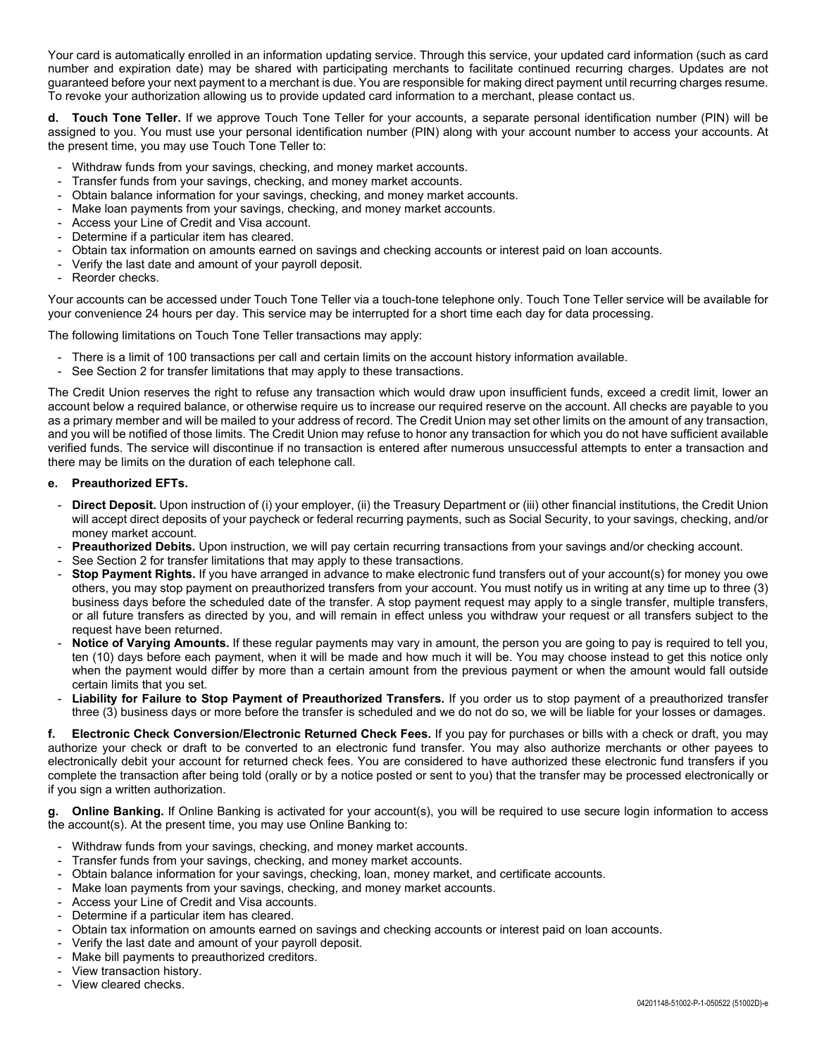Your card is automatically enrolled in an information updating service. Through this service, your updated card information (such as card number and expiration date) may be shared with participating merchants to facilitate continued recurring charges. Updates are not guaranteed before your next payment to a merchant is due. You are responsible for making direct payment until recurring charges resume. To revoke your authorization allowing us to provide updated card information to a merchant, please contact us.

**d. Touch Tone Teller.** If we approve Touch Tone Teller for your accounts, a separate personal identification number (PIN) will be assigned to you. You must use your personal identification number (PIN) along with your account number to access your accounts. At the present time, you may use Touch Tone Teller to:

- Withdraw funds from your savings, checking, and money market accounts.
- Transfer funds from your savings, checking, and money market accounts.
- Obtain balance information for your savings, checking, and money market accounts.
- Make loan payments from your savings, checking, and money market accounts.
- Access your Line of Credit and Visa account.
- Determine if a particular item has cleared.
- Obtain tax information on amounts earned on savings and checking accounts or interest paid on loan accounts.
- Verify the last date and amount of your payroll deposit.
- Reorder checks.

Your accounts can be accessed under Touch Tone Teller via a touch-tone telephone only. Touch Tone Teller service will be available for your convenience 24 hours per day. This service may be interrupted for a short time each day for data processing.

The following limitations on Touch Tone Teller transactions may apply:

- There is a limit of 100 transactions per call and certain limits on the account history information available.
- See Section 2 for transfer limitations that may apply to these transactions.

The Credit Union reserves the right to refuse any transaction which would draw upon insufficient funds, exceed a credit limit, lower an account below a required balance, or otherwise require us to increase our required reserve on the account. All checks are payable to you as a primary member and will be mailed to your address of record. The Credit Union may set other limits on the amount of any transaction, and you will be notified of those limits. The Credit Union may refuse to honor any transaction for which you do not have sufficient available verified funds. The service will discontinue if no transaction is entered after numerous unsuccessful attempts to enter a transaction and there may be limits on the duration of each telephone call.

**e. Preauthorized EFTs.**

- **Direct Deposit.** Upon instruction of (i) your employer, (ii) the Treasury Department or (iii) other financial institutions, the Credit Union will accept direct deposits of your paycheck or federal recurring payments, such as Social Security, to your savings, checking, and/or money market account.
- **Preauthorized Debits.** Upon instruction, we will pay certain recurring transactions from your savings and/or checking account.
- See Section 2 for transfer limitations that may apply to these transactions.
- **Stop Payment Rights.** If you have arranged in advance to make electronic fund transfers out of your account(s) for money you owe others, you may stop payment on preauthorized transfers from your account. You must notify us in writing at any time up to three (3) business days before the scheduled date of the transfer. A stop payment request may apply to a single transfer, multiple transfers, or all future transfers as directed by you, and will remain in effect unless you withdraw your request or all transfers subject to the request have been returned.
- **Notice of Varying Amounts.** If these regular payments may vary in amount, the person you are going to pay is required to tell you, ten (10) days before each payment, when it will be made and how much it will be. You may choose instead to get this notice only when the payment would differ by more than a certain amount from the previous payment or when the amount would fall outside certain limits that you set.
- **Liability for Failure to Stop Payment of Preauthorized Transfers.** If you order us to stop payment of a preauthorized transfer three (3) business days or more before the transfer is scheduled and we do not do so, we will be liable for your losses or damages.

**f. Electronic Check Conversion/Electronic Returned Check Fees.** If you pay for purchases or bills with a check or draft, you may authorize your check or draft to be converted to an electronic fund transfer. You may also authorize merchants or other payees to electronically debit your account for returned check fees. You are considered to have authorized these electronic fund transfers if you complete the transaction after being told (orally or by a notice posted or sent to you) that the transfer may be processed electronically or if you sign a written authorization.

**g. Online Banking.** If Online Banking is activated for your account(s), you will be required to use secure login information to access the account(s). At the present time, you may use Online Banking to:

- Withdraw funds from your savings, checking, and money market accounts.
- Transfer funds from your savings, checking, and money market accounts.
- Obtain balance information for your savings, checking, loan, money market, and certificate accounts.
- Make loan payments from your savings, checking, and money market accounts.
- Access your Line of Credit and Visa accounts.
- Determine if a particular item has cleared.
- Obtain tax information on amounts earned on savings and checking accounts or interest paid on loan accounts.
- Verify the last date and amount of your payroll deposit.
- Make bill payments to preauthorized creditors.
- View transaction history.
- View cleared checks.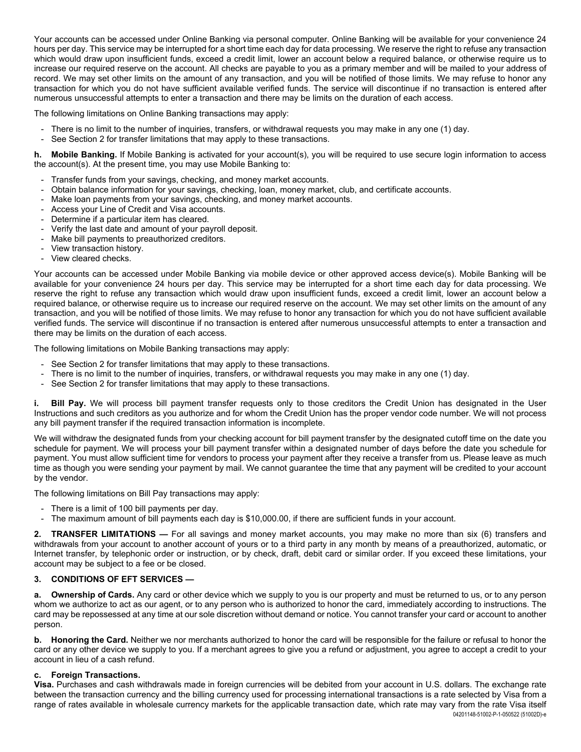Your accounts can be accessed under Online Banking via personal computer. Online Banking will be available for your convenience 24 hours per day. This service may be interrupted for a short time each day for data processing. We reserve the right to refuse any transaction which would draw upon insufficient funds, exceed a credit limit, lower an account below a required balance, or otherwise require us to increase our required reserve on the account. All checks are payable to you as a primary member and will be mailed to your address of record. We may set other limits on the amount of any transaction, and you will be notified of those limits. We may refuse to honor any transaction for which you do not have sufficient available verified funds. The service will discontinue if no transaction is entered after numerous unsuccessful attempts to enter a transaction and there may be limits on the duration of each access.

The following limitations on Online Banking transactions may apply:

- There is no limit to the number of inquiries, transfers, or withdrawal requests you may make in any one (1) day.
- See Section 2 for transfer limitations that may apply to these transactions.

**h. Mobile Banking.** If Mobile Banking is activated for your account(s), you will be required to use secure login information to access the account(s). At the present time, you may use Mobile Banking to:

- Transfer funds from your savings, checking, and money market accounts.
- Obtain balance information for your savings, checking, loan, money market, club, and certificate accounts.
- Make loan payments from your savings, checking, and money market accounts.
- Access your Line of Credit and Visa accounts.
- Determine if a particular item has cleared.
- Verify the last date and amount of your payroll deposit.
- Make bill payments to preauthorized creditors.
- View transaction history.
- View cleared checks.

Your accounts can be accessed under Mobile Banking via mobile device or other approved access device(s). Mobile Banking will be available for your convenience 24 hours per day. This service may be interrupted for a short time each day for data processing. We reserve the right to refuse any transaction which would draw upon insufficient funds, exceed a credit limit, lower an account below a required balance, or otherwise require us to increase our required reserve on the account. We may set other limits on the amount of any transaction, and you will be notified of those limits. We may refuse to honor any transaction for which you do not have sufficient available verified funds. The service will discontinue if no transaction is entered after numerous unsuccessful attempts to enter a transaction and there may be limits on the duration of each access.

The following limitations on Mobile Banking transactions may apply:

- See Section 2 for transfer limitations that may apply to these transactions.
- There is no limit to the number of inquiries, transfers, or withdrawal requests you may make in any one (1) day.
- See Section 2 for transfer limitations that may apply to these transactions.

**i. Bill Pay.** We will process bill payment transfer requests only to those creditors the Credit Union has designated in the User Instructions and such creditors as you authorize and for whom the Credit Union has the proper vendor code number. We will not process any bill payment transfer if the required transaction information is incomplete.

We will withdraw the designated funds from your checking account for bill payment transfer by the designated cutoff time on the date you schedule for payment. We will process your bill payment transfer within a designated number of days before the date you schedule for payment. You must allow sufficient time for vendors to process your payment after they receive a transfer from us. Please leave as much time as though you were sending your payment by mail. We cannot guarantee the time that any payment will be credited to your account by the vendor.

The following limitations on Bill Pay transactions may apply:

- There is a limit of 100 bill payments per day.
- The maximum amount of bill payments each day is $10,000.00, if there are sufficient funds in your account.

**2. TRANSFER LIMITATIONS —** For all savings and money market accounts, you may make no more than six (6) transfers and withdrawals from your account to another account of yours or to a third party in any month by means of a preauthorized, automatic, or Internet transfer, by telephonic order or instruction, or by check, draft, debit card or similar order. If you exceed these limitations, your account may be subject to a fee or be closed.

**3. CONDITIONS OF EFT SERVICES —**

**a. Ownership of Cards.** Any card or other device which we supply to you is our property and must be returned to us, or to any person whom we authorize to act as our agent, or to any person who is authorized to honor the card, immediately according to instructions. The card may be repossessed at any time at our sole discretion without demand or notice. You cannot transfer your card or account to another person.

**b. Honoring the Card.** Neither we nor merchants authorized to honor the card will be responsible for the failure or refusal to honor the card or any other device we supply to you. If a merchant agrees to give you a refund or adjustment, you agree to accept a credit to your account in lieu of a cash refund.

**c. Foreign Transactions.**

**Visa.** Purchases and cash withdrawals made in foreign currencies will be debited from your account in U.S. dollars. The exchange rate between the transaction currency and the billing currency used for processing international transactions is a rate selected by Visa from a range of rates available in wholesale currency markets for the applicable transaction date, which rate may vary from the rate Visa itself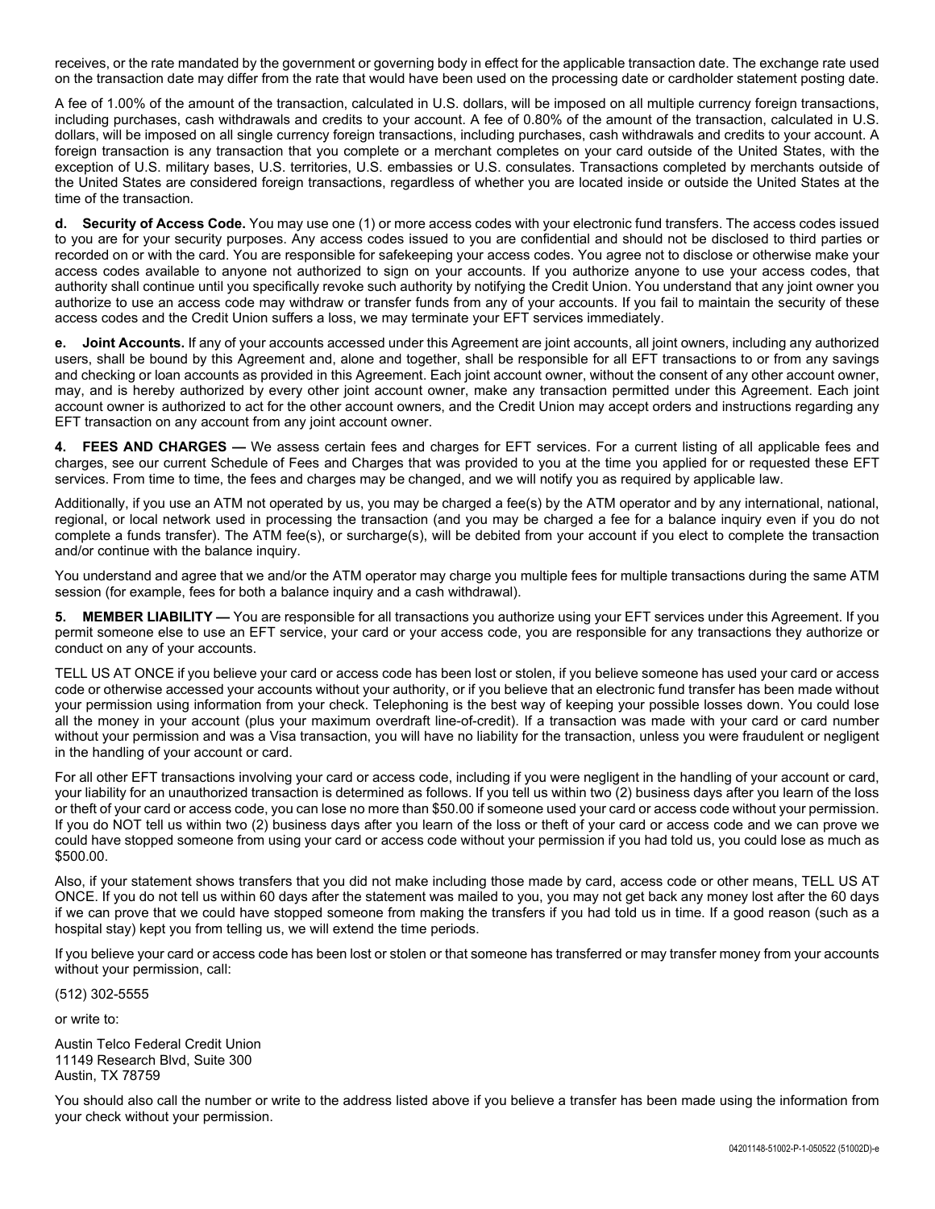receives, or the rate mandated by the government or governing body in effect for the applicable transaction date. The exchange rate used on the transaction date may differ from the rate that would have been used on the processing date or cardholder statement posting date.

A fee of 1.00% of the amount of the transaction, calculated in U.S. dollars, will be imposed on all multiple currency foreign transactions, including purchases, cash withdrawals and credits to your account. A fee of 0.80% of the amount of the transaction, calculated in U.S. dollars, will be imposed on all single currency foreign transactions, including purchases, cash withdrawals and credits to your account. A foreign transaction is any transaction that you complete or a merchant completes on your card outside of the United States, with the exception of U.S. military bases, U.S. territories, U.S. embassies or U.S. consulates. Transactions completed by merchants outside of the United States are considered foreign transactions, regardless of whether you are located inside or outside the United States at the time of the transaction.

**d. Security of Access Code.** You may use one (1) or more access codes with your electronic fund transfers. The access codes issued to you are for your security purposes. Any access codes issued to you are confidential and should not be disclosed to third parties or recorded on or with the card. You are responsible for safekeeping your access codes. You agree not to disclose or otherwise make your access codes available to anyone not authorized to sign on your accounts. If you authorize anyone to use your access codes, that authority shall continue until you specifically revoke such authority by notifying the Credit Union. You understand that any joint owner you authorize to use an access code may withdraw or transfer funds from any of your accounts. If you fail to maintain the security of these access codes and the Credit Union suffers a loss, we may terminate your EFT services immediately.

**e. Joint Accounts.** If any of your accounts accessed under this Agreement are joint accounts, all joint owners, including any authorized users, shall be bound by this Agreement and, alone and together, shall be responsible for all EFT transactions to or from any savings and checking or loan accounts as provided in this Agreement. Each joint account owner, without the consent of any other account owner, may, and is hereby authorized by every other joint account owner, make any transaction permitted under this Agreement. Each joint account owner is authorized to act for the other account owners, and the Credit Union may accept orders and instructions regarding any EFT transaction on any account from any joint account owner.

**4. FEES AND CHARGES —** We assess certain fees and charges for EFT services. For a current listing of all applicable fees and charges, see our current Schedule of Fees and Charges that was provided to you at the time you applied for or requested these EFT services. From time to time, the fees and charges may be changed, and we will notify you as required by applicable law.

Additionally, if you use an ATM not operated by us, you may be charged a fee(s) by the ATM operator and by any international, national, regional, or local network used in processing the transaction (and you may be charged a fee for a balance inquiry even if you do not complete a funds transfer). The ATM fee(s), or surcharge(s), will be debited from your account if you elect to complete the transaction and/or continue with the balance inquiry.

You understand and agree that we and/or the ATM operator may charge you multiple fees for multiple transactions during the same ATM session (for example, fees for both a balance inquiry and a cash withdrawal).

**5. MEMBER LIABILITY —** You are responsible for all transactions you authorize using your EFT services under this Agreement. If you permit someone else to use an EFT service, your card or your access code, you are responsible for any transactions they authorize or conduct on any of your accounts.

TELL US AT ONCE if you believe your card or access code has been lost or stolen, if you believe someone has used your card or access code or otherwise accessed your accounts without your authority, or if you believe that an electronic fund transfer has been made without your permission using information from your check. Telephoning is the best way of keeping your possible losses down. You could lose all the money in your account (plus your maximum overdraft line-of-credit). If a transaction was made with your card or card number without your permission and was a Visa transaction, you will have no liability for the transaction, unless you were fraudulent or negligent in the handling of your account or card.

For all other EFT transactions involving your card or access code, including if you were negligent in the handling of your account or card, your liability for an unauthorized transaction is determined as follows. If you tell us within two (2) business days after you learn of the loss or theft of your card or access code, you can lose no more than $50.00 if someone used your card or access code without your permission. If you do NOT tell us within two (2) business days after you learn of the loss or theft of your card or access code and we can prove we could have stopped someone from using your card or access code without your permission if you had told us, you could lose as much as $500.00.

Also, if your statement shows transfers that you did not make including those made by card, access code or other means, TELL US AT ONCE. If you do not tell us within 60 days after the statement was mailed to you, you may not get back any money lost after the 60 days if we can prove that we could have stopped someone from making the transfers if you had told us in time. If a good reason (such as a hospital stay) kept you from telling us, we will extend the time periods.

If you believe your card or access code has been lost or stolen or that someone has transferred or may transfer money from your accounts without your permission, call:

(512) 302-5555

or write to:

Austin Telco Federal Credit Union
11149 Research Blvd, Suite 300
Austin, TX 78759

You should also call the number or write to the address listed above if you believe a transfer has been made using the information from your check without your permission.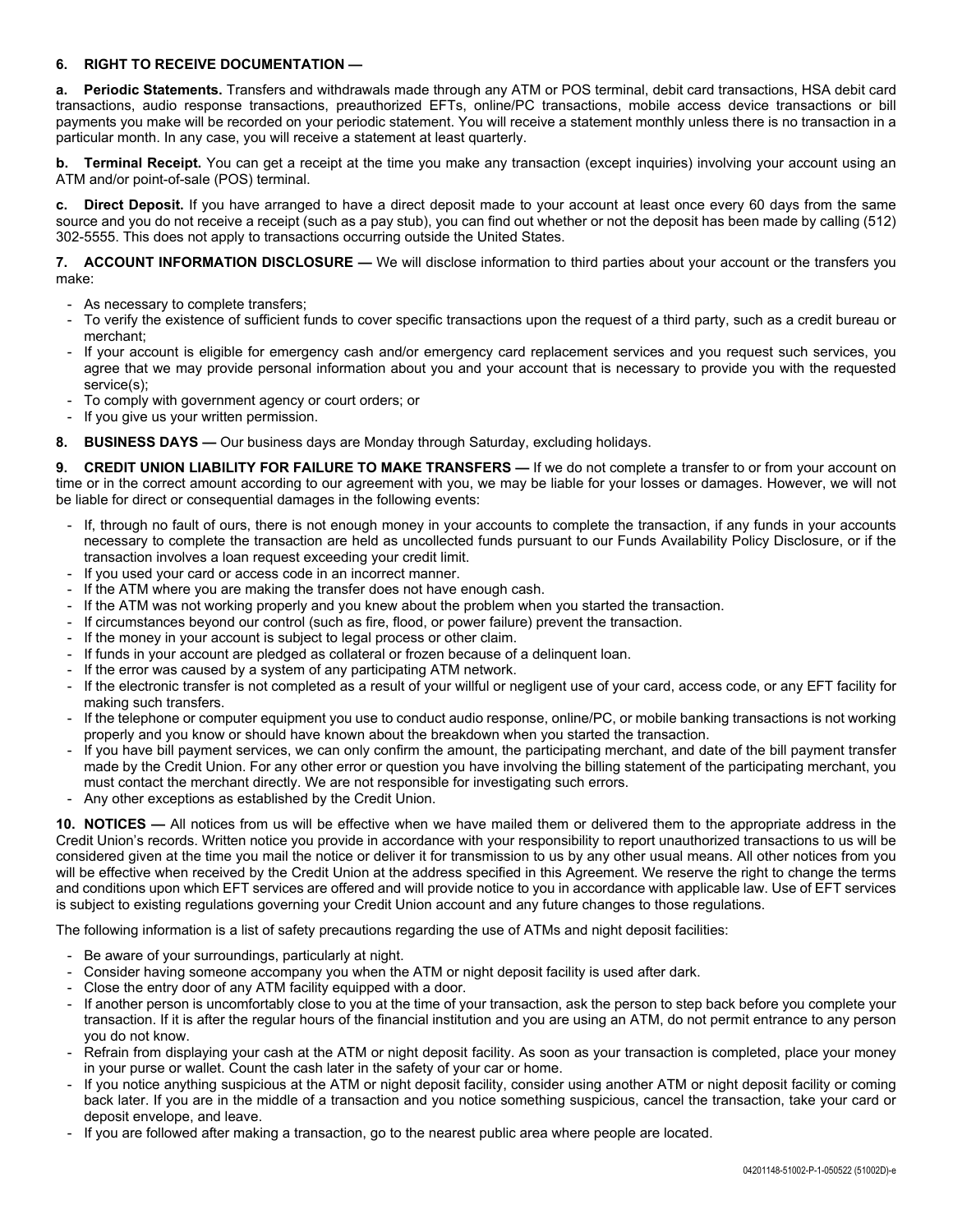**6. RIGHT TO RECEIVE DOCUMENTATION —**

**a. Periodic Statements.** Transfers and withdrawals made through any ATM or POS terminal, debit card transactions, HSA debit card transactions, audio response transactions, preauthorized EFTs, online/PC transactions, mobile access device transactions or bill payments you make will be recorded on your periodic statement. You will receive a statement monthly unless there is no transaction in a particular month. In any case, you will receive a statement at least quarterly.

**b. Terminal Receipt.** You can get a receipt at the time you make any transaction (except inquiries) involving your account using an ATM and/or point-of-sale (POS) terminal.

**c. Direct Deposit.** If you have arranged to have a direct deposit made to your account at least once every 60 days from the same source and you do not receive a receipt (such as a pay stub), you can find out whether or not the deposit has been made by calling (512) 302-5555. This does not apply to transactions occurring outside the United States.

**7. ACCOUNT INFORMATION DISCLOSURE —** We will disclose information to third parties about your account or the transfers you make:

- As necessary to complete transfers;
- To verify the existence of sufficient funds to cover specific transactions upon the request of a third party, such as a credit bureau or merchant;
- If your account is eligible for emergency cash and/or emergency card replacement services and you request such services, you agree that we may provide personal information about you and your account that is necessary to provide you with the requested service(s);
- To comply with government agency or court orders; or
- If you give us your written permission.

**8. BUSINESS DAYS —** Our business days are Monday through Saturday, excluding holidays.

**9. CREDIT UNION LIABILITY FOR FAILURE TO MAKE TRANSFERS —** If we do not complete a transfer to or from your account on time or in the correct amount according to our agreement with you, we may be liable for your losses or damages. However, we will not be liable for direct or consequential damages in the following events:

- If, through no fault of ours, there is not enough money in your accounts to complete the transaction, if any funds in your accounts necessary to complete the transaction are held as uncollected funds pursuant to our Funds Availability Policy Disclosure, or if the transaction involves a loan request exceeding your credit limit.
- If you used your card or access code in an incorrect manner.
- If the ATM where you are making the transfer does not have enough cash.
- If the ATM was not working properly and you knew about the problem when you started the transaction.
- If circumstances beyond our control (such as fire, flood, or power failure) prevent the transaction.
- If the money in your account is subject to legal process or other claim.
- If funds in your account are pledged as collateral or frozen because of a delinquent loan.
- If the error was caused by a system of any participating ATM network.
- If the electronic transfer is not completed as a result of your willful or negligent use of your card, access code, or any EFT facility for making such transfers.
- If the telephone or computer equipment you use to conduct audio response, online/PC, or mobile banking transactions is not working properly and you know or should have known about the breakdown when you started the transaction.
- If you have bill payment services, we can only confirm the amount, the participating merchant, and date of the bill payment transfer made by the Credit Union. For any other error or question you have involving the billing statement of the participating merchant, you must contact the merchant directly. We are not responsible for investigating such errors.
- Any other exceptions as established by the Credit Union.

**10. NOTICES —** All notices from us will be effective when we have mailed them or delivered them to the appropriate address in the Credit Union's records. Written notice you provide in accordance with your responsibility to report unauthorized transactions to us will be considered given at the time you mail the notice or deliver it for transmission to us by any other usual means. All other notices from you will be effective when received by the Credit Union at the address specified in this Agreement. We reserve the right to change the terms and conditions upon which EFT services are offered and will provide notice to you in accordance with applicable law. Use of EFT services is subject to existing regulations governing your Credit Union account and any future changes to those regulations.

The following information is a list of safety precautions regarding the use of ATMs and night deposit facilities:

- Be aware of your surroundings, particularly at night.
- Consider having someone accompany you when the ATM or night deposit facility is used after dark.
- Close the entry door of any ATM facility equipped with a door.
- If another person is uncomfortably close to you at the time of your transaction, ask the person to step back before you complete your transaction. If it is after the regular hours of the financial institution and you are using an ATM, do not permit entrance to any person you do not know.
- Refrain from displaying your cash at the ATM or night deposit facility. As soon as your transaction is completed, place your money in your purse or wallet. Count the cash later in the safety of your car or home.
- If you notice anything suspicious at the ATM or night deposit facility, consider using another ATM or night deposit facility or coming back later. If you are in the middle of a transaction and you notice something suspicious, cancel the transaction, take your card or deposit envelope, and leave.
- If you are followed after making a transaction, go to the nearest public area where people are located.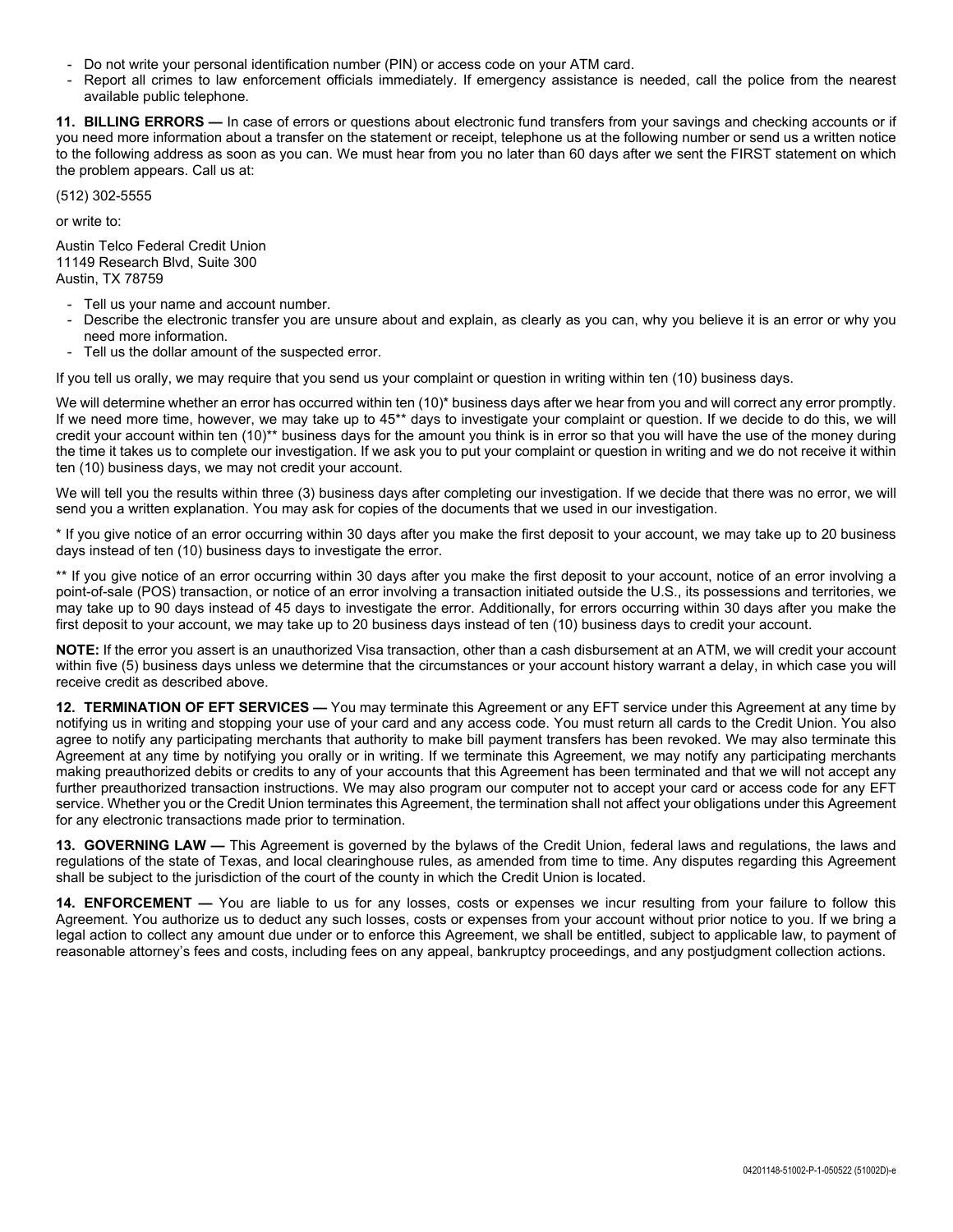- Do not write your personal identification number (PIN) or access code on your ATM card.
- Report all crimes to law enforcement officials immediately. If emergency assistance is needed, call the police from the nearest available public telephone.

**11. BILLING ERRORS —** In case of errors or questions about electronic fund transfers from your savings and checking accounts or if you need more information about a transfer on the statement or receipt, telephone us at the following number or send us a written notice to the following address as soon as you can. We must hear from you no later than 60 days after we sent the FIRST statement on which the problem appears. Call us at:

(512) 302-5555

or write to:

Austin Telco Federal Credit Union
11149 Research Blvd, Suite 300
Austin, TX 78759

- Tell us your name and account number.
- Describe the electronic transfer you are unsure about and explain, as clearly as you can, why you believe it is an error or why you need more information.
- Tell us the dollar amount of the suspected error.

If you tell us orally, we may require that you send us your complaint or question in writing within ten (10) business days.

We will determine whether an error has occurred within ten (10)* business days after we hear from you and will correct any error promptly. If we need more time, however, we may take up to 45** days to investigate your complaint or question. If we decide to do this, we will credit your account within ten (10)** business days for the amount you think is in error so that you will have the use of the money during the time it takes us to complete our investigation. If we ask you to put your complaint or question in writing and we do not receive it within ten (10) business days, we may not credit your account.

We will tell you the results within three (3) business days after completing our investigation. If we decide that there was no error, we will send you a written explanation. You may ask for copies of the documents that we used in our investigation.

* If you give notice of an error occurring within 30 days after you make the first deposit to your account, we may take up to 20 business days instead of ten (10) business days to investigate the error.

** If you give notice of an error occurring within 30 days after you make the first deposit to your account, notice of an error involving a point-of-sale (POS) transaction, or notice of an error involving a transaction initiated outside the U.S., its possessions and territories, we may take up to 90 days instead of 45 days to investigate the error. Additionally, for errors occurring within 30 days after you make the first deposit to your account, we may take up to 20 business days instead of ten (10) business days to credit your account.

**NOTE:** If the error you assert is an unauthorized Visa transaction, other than a cash disbursement at an ATM, we will credit your account within five (5) business days unless we determine that the circumstances or your account history warrant a delay, in which case you will receive credit as described above.

**12. TERMINATION OF EFT SERVICES —** You may terminate this Agreement or any EFT service under this Agreement at any time by notifying us in writing and stopping your use of your card and any access code. You must return all cards to the Credit Union. You also agree to notify any participating merchants that authority to make bill payment transfers has been revoked. We may also terminate this Agreement at any time by notifying you orally or in writing. If we terminate this Agreement, we may notify any participating merchants making preauthorized debits or credits to any of your accounts that this Agreement has been terminated and that we will not accept any further preauthorized transaction instructions. We may also program our computer not to accept your card or access code for any EFT service. Whether you or the Credit Union terminates this Agreement, the termination shall not affect your obligations under this Agreement for any electronic transactions made prior to termination.

**13. GOVERNING LAW —** This Agreement is governed by the bylaws of the Credit Union, federal laws and regulations, the laws and regulations of the state of Texas, and local clearinghouse rules, as amended from time to time. Any disputes regarding this Agreement shall be subject to the jurisdiction of the court of the county in which the Credit Union is located.

**14. ENFORCEMENT —** You are liable to us for any losses, costs or expenses we incur resulting from your failure to follow this Agreement. You authorize us to deduct any such losses, costs or expenses from your account without prior notice to you. If we bring a legal action to collect any amount due under or to enforce this Agreement, we shall be entitled, subject to applicable law, to payment of reasonable attorney's fees and costs, including fees on any appeal, bankruptcy proceedings, and any postjudgment collection actions.

04201148-51002-P-1-050522 (51002D)-e